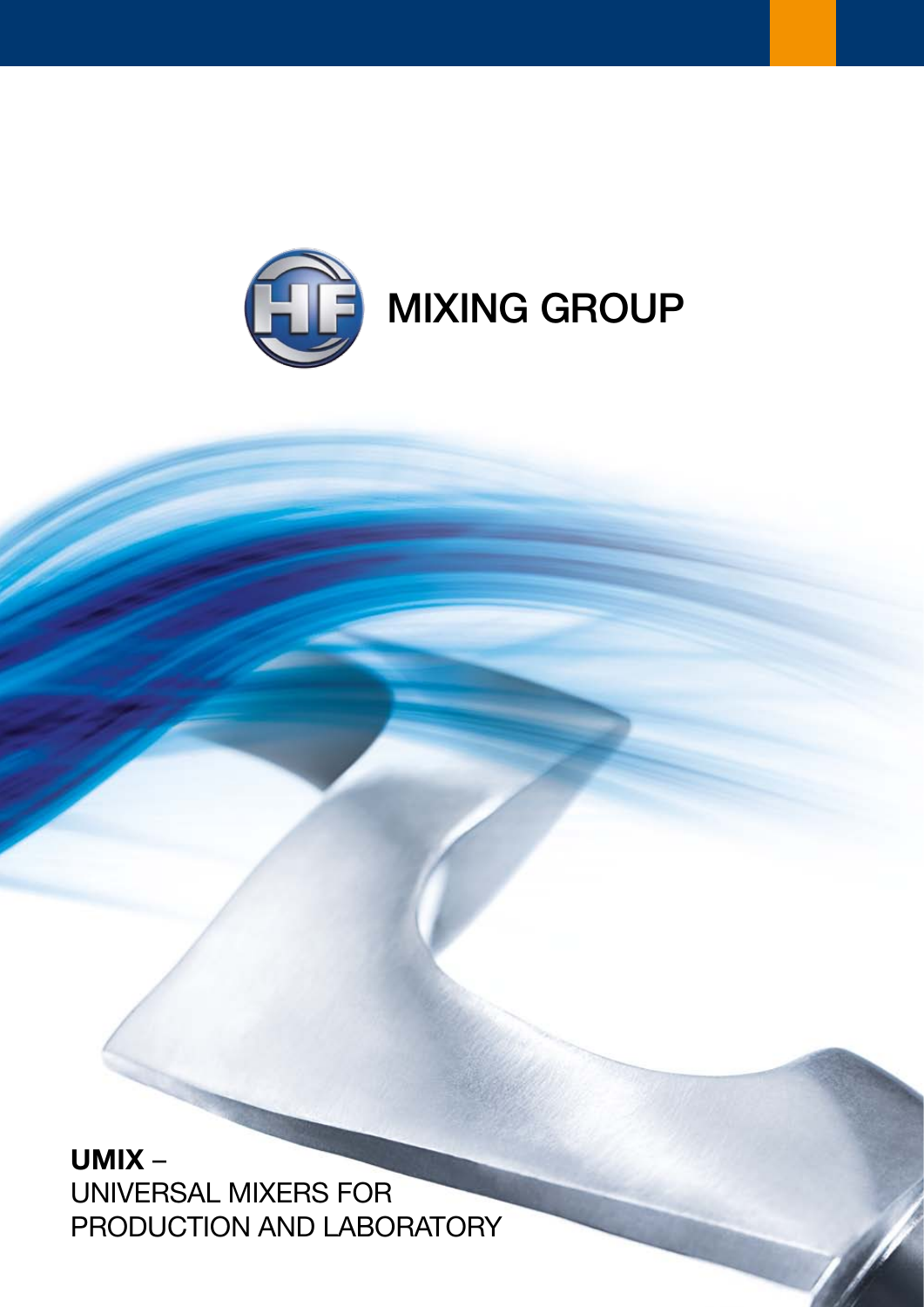MIXING GROUP

# UMIX –
UNIVERSAL MIXERS FOR
PRODUCTION AND LABORATORY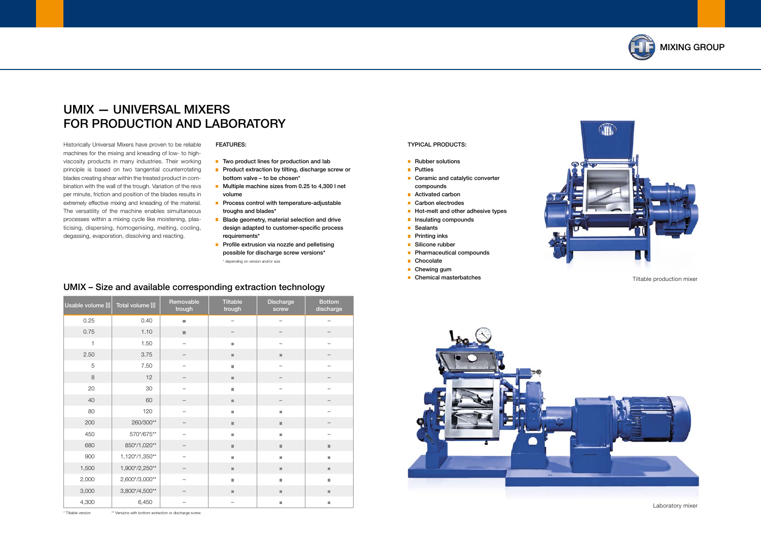# UMIX — UNIVERSAL MIXERS FOR PRODUCTION AND LABORATORY

Historically Universal Mixers have proven to be reliable machines for the mixing and kneading of low- to high-viscosity products in many industries. Their working principle is based on two tangential counterrotating blades creating shear within the treated product in combination with the wall of the trough. Variation of the revs per minute, friction and position of the blades results in extremely effective mixing and kneading of the material. The versatility of the machine enables simultaneous processes within a mixing cycle like moistening, plasticising, dispersing, homogenising, melting, cooling, degassing, evaporation, dissolving and reacting.

FEATURES:

- Two product lines for production and lab
- Product extraction by tilting, discharge screw or bottom valve – to be chosen*
- Multiple machine sizes from 0.25 to 4,300 l net volume
- Process control with temperature-adjustable troughs and blades*
- Blade geometry, material selection and drive design adapted to customer-specific process requirements*
- Profile extrusion via nozzle and pelletising possible for discharge screw versions*

\* depending on version and/or size

TYPICAL PRODUCTS:

- Rubber solutions
- Putties
- Ceramic and catalytic converter compounds
- Activated carbon
- Carbon electrodes
- Hot-melt and other adhesive types
- Insulating compounds
- Sealants
- Printing inks
- Silicone rubber
- Pharmaceutical compounds
- Chocolate
- Chewing gum
- Chemical masterbatches

Tiltable production mixer

## UMIX – Size and available corresponding extraction technology

| Usable volume [l] | Total volume [l] | Removable trough | Tiltable trough | Discharge screw | Bottom discharge |
|---|---|---|---|---|---|
| 0.25 | 0.40 | ■ | – | – | – |
| 0.75 | 1.10 | ■ | – | – | – |
| 1 | 1.50 | – | ■ | – | – |
| 2.50 | 3.75 | – | ■ | ■ | – |
| 5 | 7.50 | – | ■ | – | – |
| 8 | 12 | – | ■ | – | – |
| 20 | 30 | – | ■ | – | – |
| 40 | 60 | – | ■ | – | – |
| 80 | 120 | – | ■ | ■ | – |
| 200 | 260/300** | – | ■ | ■ | – |
| 450 | 570*/675** | – | ■ | ■ | – |
| 680 | 850*/1,020** | – | ■ | ■ | ■ |
| 900 | 1,120*/1,350** | – | ■ | ■ | ■ |
| 1,500 | 1,900*/2,250** | – | ■ | ■ | ■ |
| 2,000 | 2,600*/3,000** | – | ■ | ■ | ■ |
| 3,000 | 3,800*/4,500** | – | ■ | ■ | ■ |
| 4,300 | 6,450 | – | – | ■ | ■ |

\* Tiltable version  ** Versions with bottom extraction or discharge screw

Laboratory mixer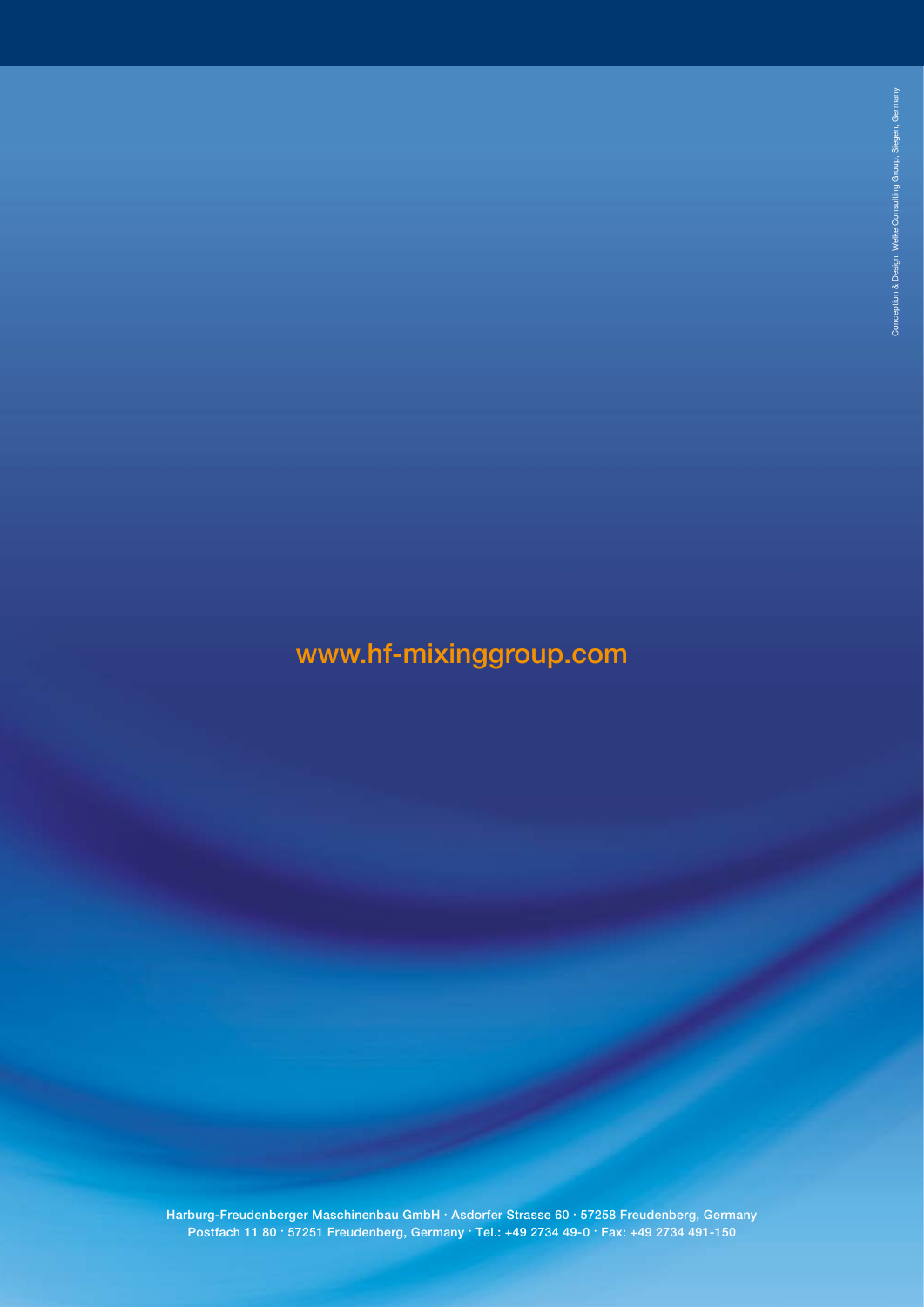Conception & Design: Weike Consulting Group, Siegen, Germany

www.hf-mixinggroup.com

Harburg-Freudenberger Maschinenbau GmbH · Asdorfer Strasse 60 · 57258 Freudenberg, Germany
Postfach 11 80 · 57251 Freudenberg, Germany · Tel.: +49 2734 49-0 · Fax: +49 2734 491-150